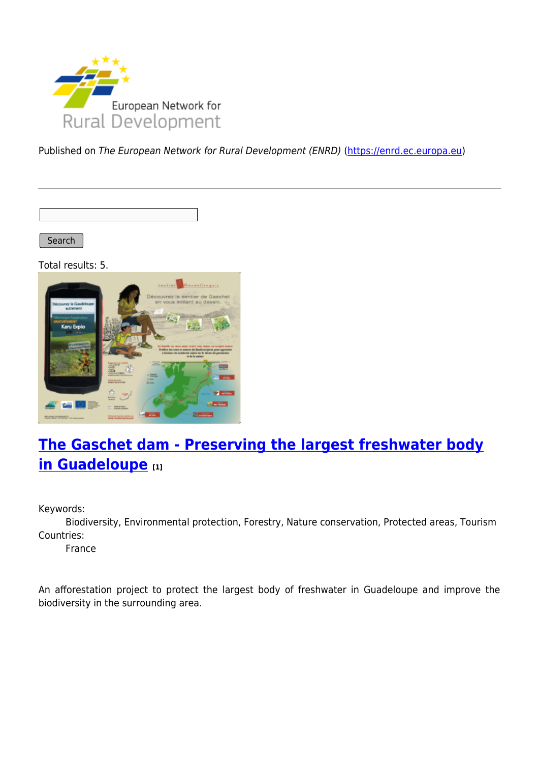Published on *The European Network for Rural Development (ENRD)* (https://enrd.ec.europa.eu)

Search

Total results: 5.

## [The Gaschet dam - Preserving the largest freshwater body in Guadeloupe [1]](#)

Keywords:
Biodiversity, Environmental protection, Forestry, Nature conservation, Protected areas, Tourism

Countries:
France

An afforestation project to protect the largest body of freshwater in Guadeloupe and improve the biodiversity in the surrounding area.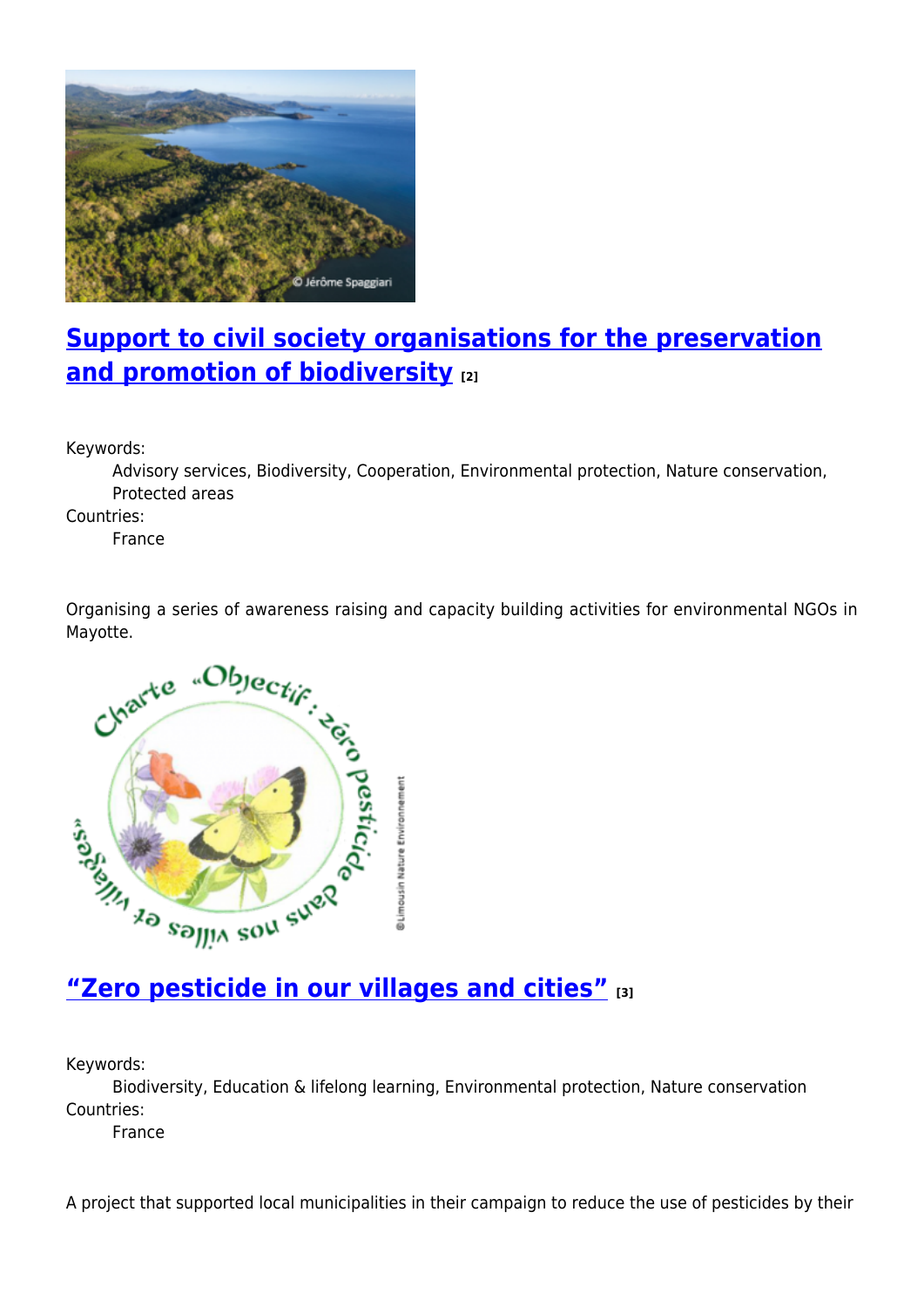## [Support to civil society organisations for the preservation and promotion of biodiversity](#) [2]

Keywords:
: Advisory services, Biodiversity, Cooperation, Environmental protection, Nature conservation, Protected areas

Countries:
: France

Organising a series of awareness raising and capacity building activities for environmental NGOs in Mayotte.

## [“Zero pesticide in our villages and cities”](#) [3]

Keywords:
: Biodiversity, Education & lifelong learning, Environmental protection, Nature conservation

Countries:
: France

A project that supported local municipalities in their campaign to reduce the use of pesticides by their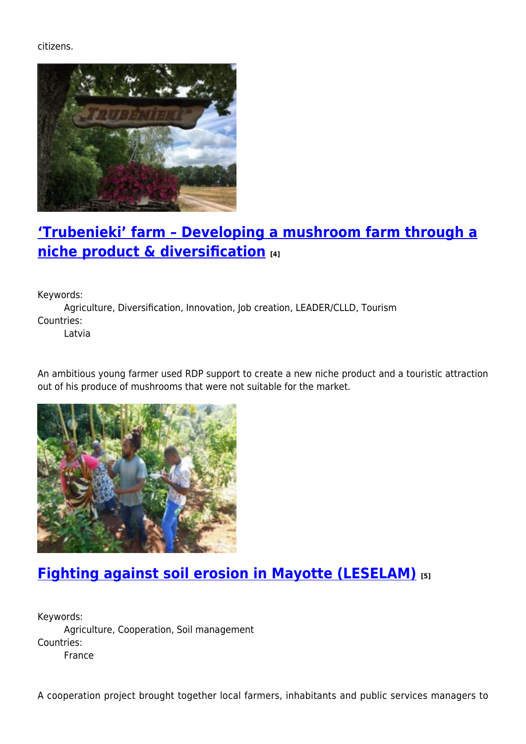citizens.

## ['Trubenieki' farm – Developing a mushroom farm through a niche product & diversification](#) [4]

Keywords:
Agriculture, Diversification, Innovation, Job creation, LEADER/CLLD, Tourism
Countries:
Latvia

An ambitious young farmer used RDP support to create a new niche product and a touristic attraction out of his produce of mushrooms that were not suitable for the market.

## [Fighting against soil erosion in Mayotte (LESELAM)](#) [5]

Keywords:
Agriculture, Cooperation, Soil management
Countries:
France

A cooperation project brought together local farmers, inhabitants and public services managers to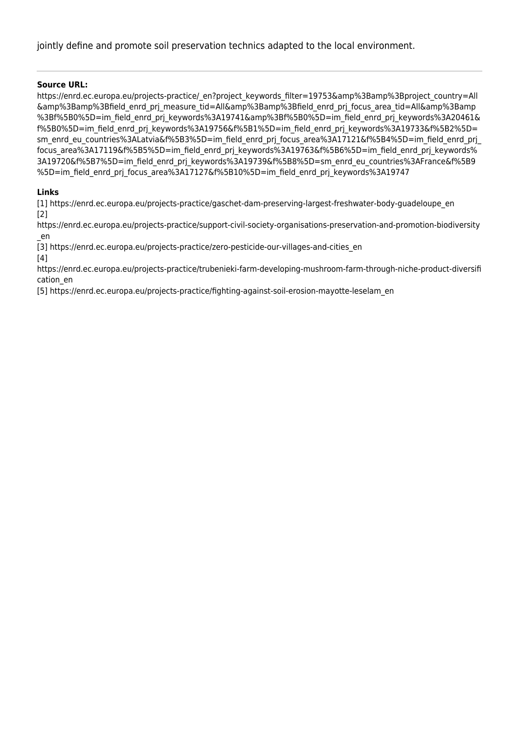jointly define and promote soil preservation technics adapted to the local environment.

---

**Source URL:**
https://enrd.ec.europa.eu/projects-practice/_en?project_keywords_filter=19753&amp%3Bamp%3Bproject_country=All&amp%3Bamp%3Bfield_enrd_prj_measure_tid=All&amp%3Bamp%3Bfield_enrd_prj_focus_area_tid=All&amp%3Bamp%3Bf%5B0%5D=im_field_enrd_prj_keywords%3A19741&amp%3Bf%5B0%5D=im_field_enrd_prj_keywords%3A20461&f%5B0%5D=im_field_enrd_prj_keywords%3A19756&f%5B1%5D=im_field_enrd_prj_keywords%3A19733&f%5B2%5D=sm_enrd_eu_countries%3ALatvia&f%5B3%5D=im_field_enrd_prj_focus_area%3A17121&f%5B4%5D=im_field_enrd_prj_focus_area%3A17119&f%5B5%5D=im_field_enrd_prj_keywords%3A19763&f%5B6%5D=im_field_enrd_prj_keywords%3A19720&f%5B7%5D=im_field_enrd_prj_keywords%3A19739&f%5B8%5D=sm_enrd_eu_countries%3AFrance&f%5B9%5D=im_field_enrd_prj_focus_area%3A17127&f%5B10%5D=im_field_enrd_prj_keywords%3A19747

**Links**
[1] https://enrd.ec.europa.eu/projects-practice/gaschet-dam-preserving-largest-freshwater-body-guadeloupe_en
[2] https://enrd.ec.europa.eu/projects-practice/support-civil-society-organisations-preservation-and-promotion-biodiversity_en
[3] https://enrd.ec.europa.eu/projects-practice/zero-pesticide-our-villages-and-cities_en
[4] https://enrd.ec.europa.eu/projects-practice/trubenieki-farm-developing-mushroom-farm-through-niche-product-diversification_en
[5] https://enrd.ec.europa.eu/projects-practice/fighting-against-soil-erosion-mayotte-leselam_en